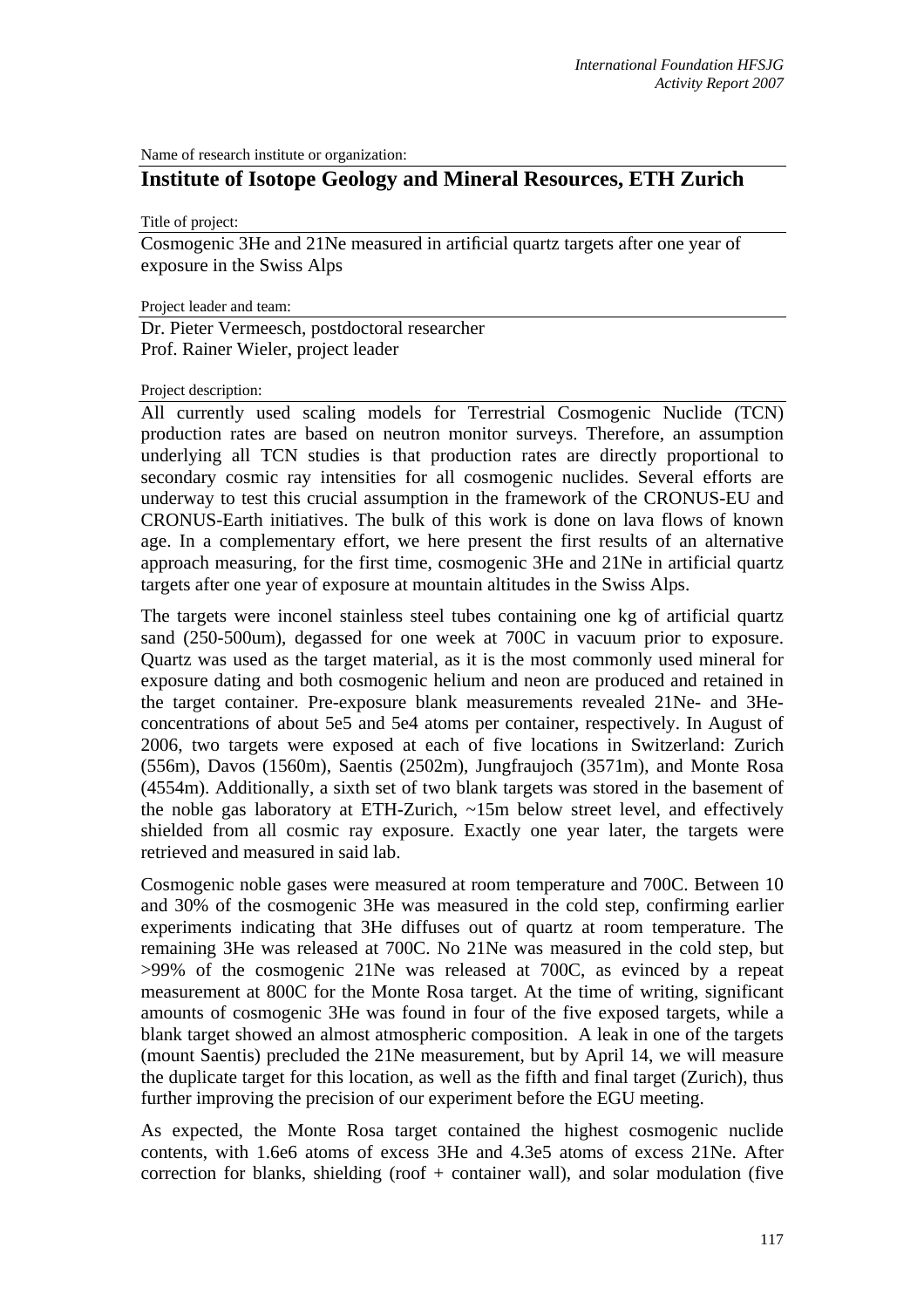*International Foundation HFSJG*
*Activity Report 2007*

Name of research institute or organization:

## Institute of Isotope Geology and Mineral Resources, ETH Zurich

Title of project:

Cosmogenic 3He and 21Ne measured in artificial quartz targets after one year of exposure in the Swiss Alps

Project leader and team:

Dr. Pieter Vermeesch, postdoctoral researcher
Prof. Rainer Wieler, project leader

Project description:

All currently used scaling models for Terrestrial Cosmogenic Nuclide (TCN) production rates are based on neutron monitor surveys. Therefore, an assumption underlying all TCN studies is that production rates are directly proportional to secondary cosmic ray intensities for all cosmogenic nuclides. Several efforts are underway to test this crucial assumption in the framework of the CRONUS-EU and CRONUS-Earth initiatives. The bulk of this work is done on lava flows of known age. In a complementary effort, we here present the first results of an alternative approach measuring, for the first time, cosmogenic 3He and 21Ne in artificial quartz targets after one year of exposure at mountain altitudes in the Swiss Alps.

The targets were inconel stainless steel tubes containing one kg of artificial quartz sand (250-500um), degassed for one week at 700C in vacuum prior to exposure. Quartz was used as the target material, as it is the most commonly used mineral for exposure dating and both cosmogenic helium and neon are produced and retained in the target container. Pre-exposure blank measurements revealed 21Ne- and 3He-concentrations of about 5e5 and 5e4 atoms per container, respectively. In August of 2006, two targets were exposed at each of five locations in Switzerland: Zurich (556m), Davos (1560m), Saentis (2502m), Jungfraujoch (3571m), and Monte Rosa (4554m). Additionally, a sixth set of two blank targets was stored in the basement of the noble gas laboratory at ETH-Zurich, ~15m below street level, and effectively shielded from all cosmic ray exposure. Exactly one year later, the targets were retrieved and measured in said lab.

Cosmogenic noble gases were measured at room temperature and 700C. Between 10 and 30% of the cosmogenic 3He was measured in the cold step, confirming earlier experiments indicating that 3He diffuses out of quartz at room temperature. The remaining 3He was released at 700C. No 21Ne was measured in the cold step, but >99% of the cosmogenic 21Ne was released at 700C, as evinced by a repeat measurement at 800C for the Monte Rosa target. At the time of writing, significant amounts of cosmogenic 3He was found in four of the five exposed targets, while a blank target showed an almost atmospheric composition. A leak in one of the targets (mount Saentis) precluded the 21Ne measurement, but by April 14, we will measure the duplicate target for this location, as well as the fifth and final target (Zurich), thus further improving the precision of our experiment before the EGU meeting.

As expected, the Monte Rosa target contained the highest cosmogenic nuclide contents, with 1.6e6 atoms of excess 3He and 4.3e5 atoms of excess 21Ne. After correction for blanks, shielding (roof + container wall), and solar modulation (five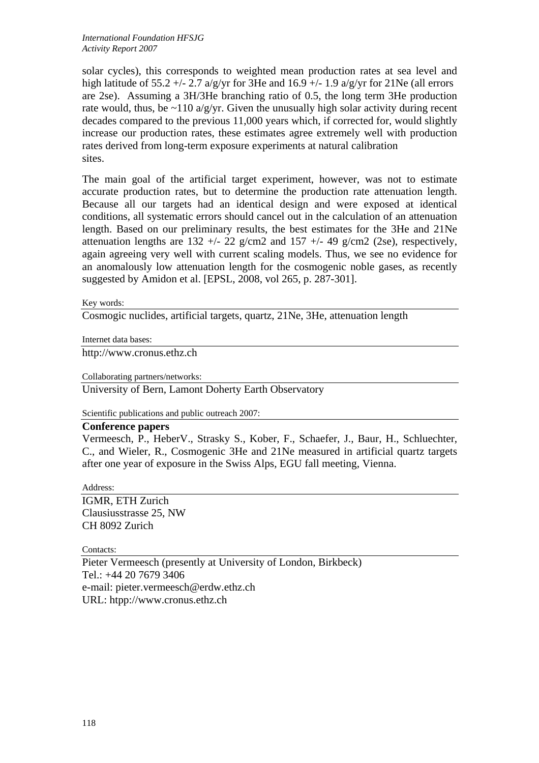solar cycles), this corresponds to weighted mean production rates at sea level and high latitude of 55.2 +/- 2.7 a/g/yr for 3He and 16.9 +/- 1.9 a/g/yr for 21Ne (all errors are 2se). Assuming a 3H/3He branching ratio of 0.5, the long term 3He production rate would, thus, be ~110 a/g/yr. Given the unusually high solar activity during recent decades compared to the previous 11,000 years which, if corrected for, would slightly increase our production rates, these estimates agree extremely well with production rates derived from long-term exposure experiments at natural calibration sites.

The main goal of the artificial target experiment, however, was not to estimate accurate production rates, but to determine the production rate attenuation length. Because all our targets had an identical design and were exposed at identical conditions, all systematic errors should cancel out in the calculation of an attenuation length. Based on our preliminary results, the best estimates for the 3He and 21Ne attenuation lengths are 132 +/- 22 g/cm2 and 157 +/- 49 g/cm2 (2se), respectively, again agreeing very well with current scaling models. Thus, we see no evidence for an anomalously low attenuation length for the cosmogenic noble gases, as recently suggested by Amidon et al. [EPSL, 2008, vol 265, p. 287-301].

Key words:

Cosmogic nuclides, artificial targets, quartz, 21Ne, 3He, attenuation length

Internet data bases:

http://www.cronus.ethz.ch

Collaborating partners/networks:

University of Bern, Lamont Doherty Earth Observatory

Scientific publications and public outreach 2007:

**Conference papers**

Vermeesch, P., HeberV., Strasky S., Kober, F., Schaefer, J., Baur, H., Schluechter, C., and Wieler, R., Cosmogenic 3He and 21Ne measured in artificial quartz targets after one year of exposure in the Swiss Alps, EGU fall meeting, Vienna.

Address:

IGMR, ETH Zurich
Clausiusstrasse 25, NW
CH 8092 Zurich

Contacts:

Pieter Vermeesch (presently at University of London, Birkbeck)
Tel.: +44 20 7679 3406
e-mail: pieter.vermeesch@erdw.ethz.ch
URL: htpp://www.cronus.ethz.ch